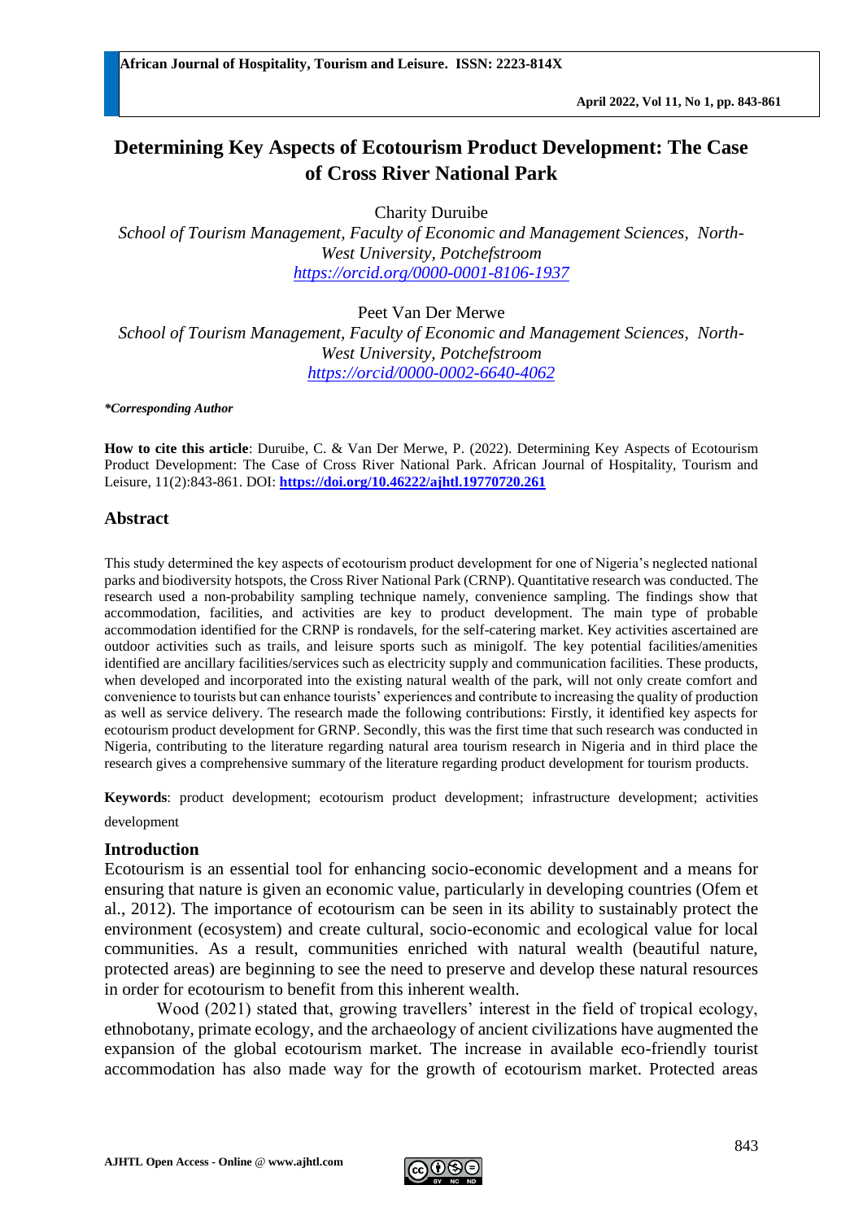# Determining Key Aspects of Ecotourism Product Development: The Case of Cross River National Park

Charity Duruibe

*School of Tourism Management, Faculty of Economic and Management Sciences, North-West University, Potchefstroom*

*https://orcid.org/0000-0001-8106-1937*

Peet Van Der Merwe

*School of Tourism Management, Faculty of Economic and Management Sciences, North-West University, Potchefstroom*

*https://orcid/0000-0002-6640-4062*

***Corresponding Author***

**How to cite this article**: Duruibe, C. & Van Der Merwe, P. (2022). Determining Key Aspects of Ecotourism Product Development: The Case of Cross River National Park. African Journal of Hospitality, Tourism and Leisure, 11(2):843-861. DOI: **https://doi.org/10.46222/ajhtl.19770720.261**

## Abstract

This study determined the key aspects of ecotourism product development for one of Nigeria's neglected national parks and biodiversity hotspots, the Cross River National Park (CRNP). Quantitative research was conducted. The research used a non-probability sampling technique namely, convenience sampling. The findings show that accommodation, facilities, and activities are key to product development. The main type of probable accommodation identified for the CRNP is rondavels, for the self-catering market. Key activities ascertained are outdoor activities such as trails, and leisure sports such as minigolf. The key potential facilities/amenities identified are ancillary facilities/services such as electricity supply and communication facilities. These products, when developed and incorporated into the existing natural wealth of the park, will not only create comfort and convenience to tourists but can enhance tourists' experiences and contribute to increasing the quality of production as well as service delivery. The research made the following contributions: Firstly, it identified key aspects for ecotourism product development for GRNP. Secondly, this was the first time that such research was conducted in Nigeria, contributing to the literature regarding natural area tourism research in Nigeria and in third place the research gives a comprehensive summary of the literature regarding product development for tourism products.

**Keywords**: product development; ecotourism product development; infrastructure development; activities development

## Introduction

Ecotourism is an essential tool for enhancing socio-economic development and a means for ensuring that nature is given an economic value, particularly in developing countries (Ofem et al., 2012). The importance of ecotourism can be seen in its ability to sustainably protect the environment (ecosystem) and create cultural, socio-economic and ecological value for local communities. As a result, communities enriched with natural wealth (beautiful nature, protected areas) are beginning to see the need to preserve and develop these natural resources in order for ecotourism to benefit from this inherent wealth.

Wood (2021) stated that, growing travellers' interest in the field of tropical ecology, ethnobotany, primate ecology, and the archaeology of ancient civilizations have augmented the expansion of the global ecotourism market. The increase in available eco-friendly tourist accommodation has also made way for the growth of ecotourism market. Protected areas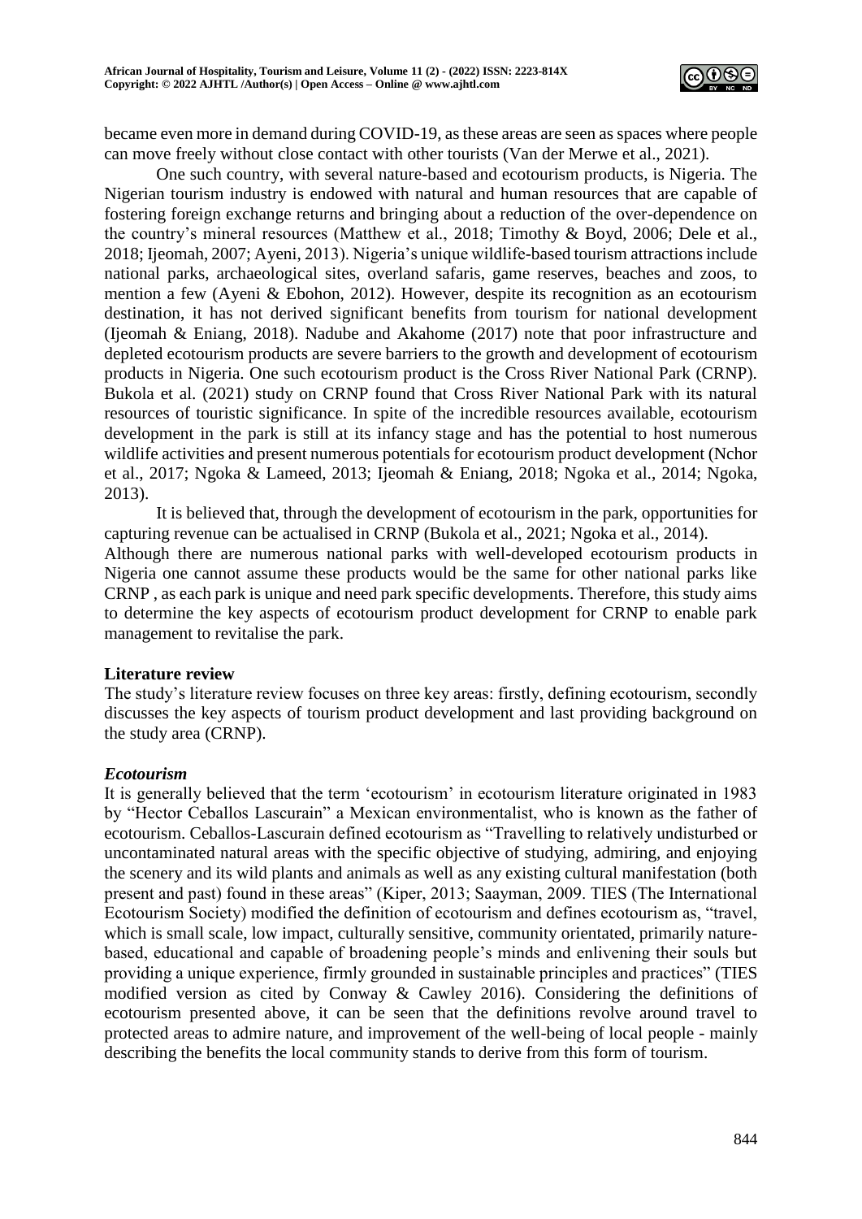became even more in demand during COVID-19, as these areas are seen as spaces where people can move freely without close contact with other tourists (Van der Merwe et al., 2021).

One such country, with several nature-based and ecotourism products, is Nigeria. The Nigerian tourism industry is endowed with natural and human resources that are capable of fostering foreign exchange returns and bringing about a reduction of the over-dependence on the country's mineral resources (Matthew et al., 2018; Timothy & Boyd, 2006; Dele et al., 2018; Ijeomah, 2007; Ayeni, 2013). Nigeria's unique wildlife-based tourism attractions include national parks, archaeological sites, overland safaris, game reserves, beaches and zoos, to mention a few (Ayeni & Ebohon, 2012). However, despite its recognition as an ecotourism destination, it has not derived significant benefits from tourism for national development (Ijeomah & Eniang, 2018). Nadube and Akahome (2017) note that poor infrastructure and depleted ecotourism products are severe barriers to the growth and development of ecotourism products in Nigeria. One such ecotourism product is the Cross River National Park (CRNP). Bukola et al. (2021) study on CRNP found that Cross River National Park with its natural resources of touristic significance. In spite of the incredible resources available, ecotourism development in the park is still at its infancy stage and has the potential to host numerous wildlife activities and present numerous potentials for ecotourism product development (Nchor et al., 2017; Ngoka & Lameed, 2013; Ijeomah & Eniang, 2018; Ngoka et al., 2014; Ngoka, 2013).

It is believed that, through the development of ecotourism in the park, opportunities for capturing revenue can be actualised in CRNP (Bukola et al., 2021; Ngoka et al., 2014). Although there are numerous national parks with well-developed ecotourism products in Nigeria one cannot assume these products would be the same for other national parks like CRNP , as each park is unique and need park specific developments. Therefore, this study aims to determine the key aspects of ecotourism product development for CRNP to enable park management to revitalise the park.

## Literature review

The study's literature review focuses on three key areas: firstly, defining ecotourism, secondly discusses the key aspects of tourism product development and last providing background on the study area (CRNP).

### *Ecotourism*

It is generally believed that the term 'ecotourism' in ecotourism literature originated in 1983 by "Hector Ceballos Lascurain" a Mexican environmentalist, who is known as the father of ecotourism. Ceballos-Lascurain defined ecotourism as "Travelling to relatively undisturbed or uncontaminated natural areas with the specific objective of studying, admiring, and enjoying the scenery and its wild plants and animals as well as any existing cultural manifestation (both present and past) found in these areas" (Kiper, 2013; Saayman, 2009. TIES (The International Ecotourism Society) modified the definition of ecotourism and defines ecotourism as, "travel, which is small scale, low impact, culturally sensitive, community orientated, primarily nature-based, educational and capable of broadening people's minds and enlivening their souls but providing a unique experience, firmly grounded in sustainable principles and practices" (TIES modified version as cited by Conway & Cawley 2016). Considering the definitions of ecotourism presented above, it can be seen that the definitions revolve around travel to protected areas to admire nature, and improvement of the well-being of local people - mainly describing the benefits the local community stands to derive from this form of tourism.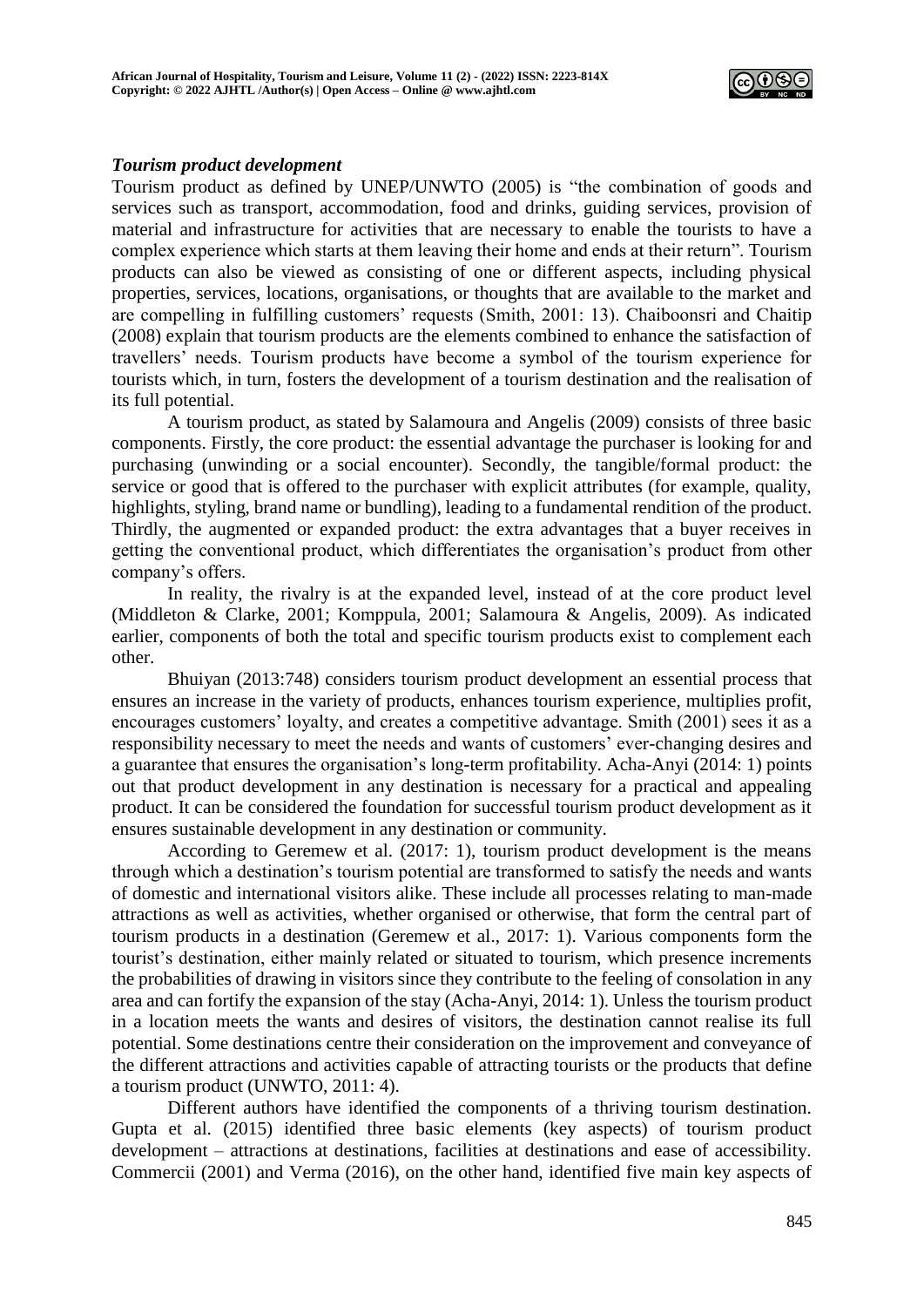### *Tourism product development*

Tourism product as defined by UNEP/UNWTO (2005) is "the combination of goods and services such as transport, accommodation, food and drinks, guiding services, provision of material and infrastructure for activities that are necessary to enable the tourists to have a complex experience which starts at them leaving their home and ends at their return". Tourism products can also be viewed as consisting of one or different aspects, including physical properties, services, locations, organisations, or thoughts that are available to the market and are compelling in fulfilling customers' requests (Smith, 2001: 13). Chaiboonsri and Chaitip (2008) explain that tourism products are the elements combined to enhance the satisfaction of travellers' needs. Tourism products have become a symbol of the tourism experience for tourists which, in turn, fosters the development of a tourism destination and the realisation of its full potential.

A tourism product, as stated by Salamoura and Angelis (2009) consists of three basic components. Firstly, the core product: the essential advantage the purchaser is looking for and purchasing (unwinding or a social encounter). Secondly, the tangible/formal product: the service or good that is offered to the purchaser with explicit attributes (for example, quality, highlights, styling, brand name or bundling), leading to a fundamental rendition of the product. Thirdly, the augmented or expanded product: the extra advantages that a buyer receives in getting the conventional product, which differentiates the organisation's product from other company's offers.

In reality, the rivalry is at the expanded level, instead of at the core product level (Middleton & Clarke, 2001; Komppula, 2001; Salamoura & Angelis, 2009). As indicated earlier, components of both the total and specific tourism products exist to complement each other.

Bhuiyan (2013:748) considers tourism product development an essential process that ensures an increase in the variety of products, enhances tourism experience, multiplies profit, encourages customers' loyalty, and creates a competitive advantage. Smith (2001) sees it as a responsibility necessary to meet the needs and wants of customers' ever-changing desires and a guarantee that ensures the organisation's long-term profitability. Acha-Anyi (2014: 1) points out that product development in any destination is necessary for a practical and appealing product. It can be considered the foundation for successful tourism product development as it ensures sustainable development in any destination or community.

According to Geremew et al. (2017: 1), tourism product development is the means through which a destination's tourism potential are transformed to satisfy the needs and wants of domestic and international visitors alike. These include all processes relating to man-made attractions as well as activities, whether organised or otherwise, that form the central part of tourism products in a destination (Geremew et al., 2017: 1). Various components form the tourist's destination, either mainly related or situated to tourism, which presence increments the probabilities of drawing in visitors since they contribute to the feeling of consolation in any area and can fortify the expansion of the stay (Acha-Anyi, 2014: 1). Unless the tourism product in a location meets the wants and desires of visitors, the destination cannot realise its full potential. Some destinations centre their consideration on the improvement and conveyance of the different attractions and activities capable of attracting tourists or the products that define a tourism product (UNWTO, 2011: 4).

Different authors have identified the components of a thriving tourism destination. Gupta et al. (2015) identified three basic elements (key aspects) of tourism product development – attractions at destinations, facilities at destinations and ease of accessibility. Commercii (2001) and Verma (2016), on the other hand, identified five main key aspects of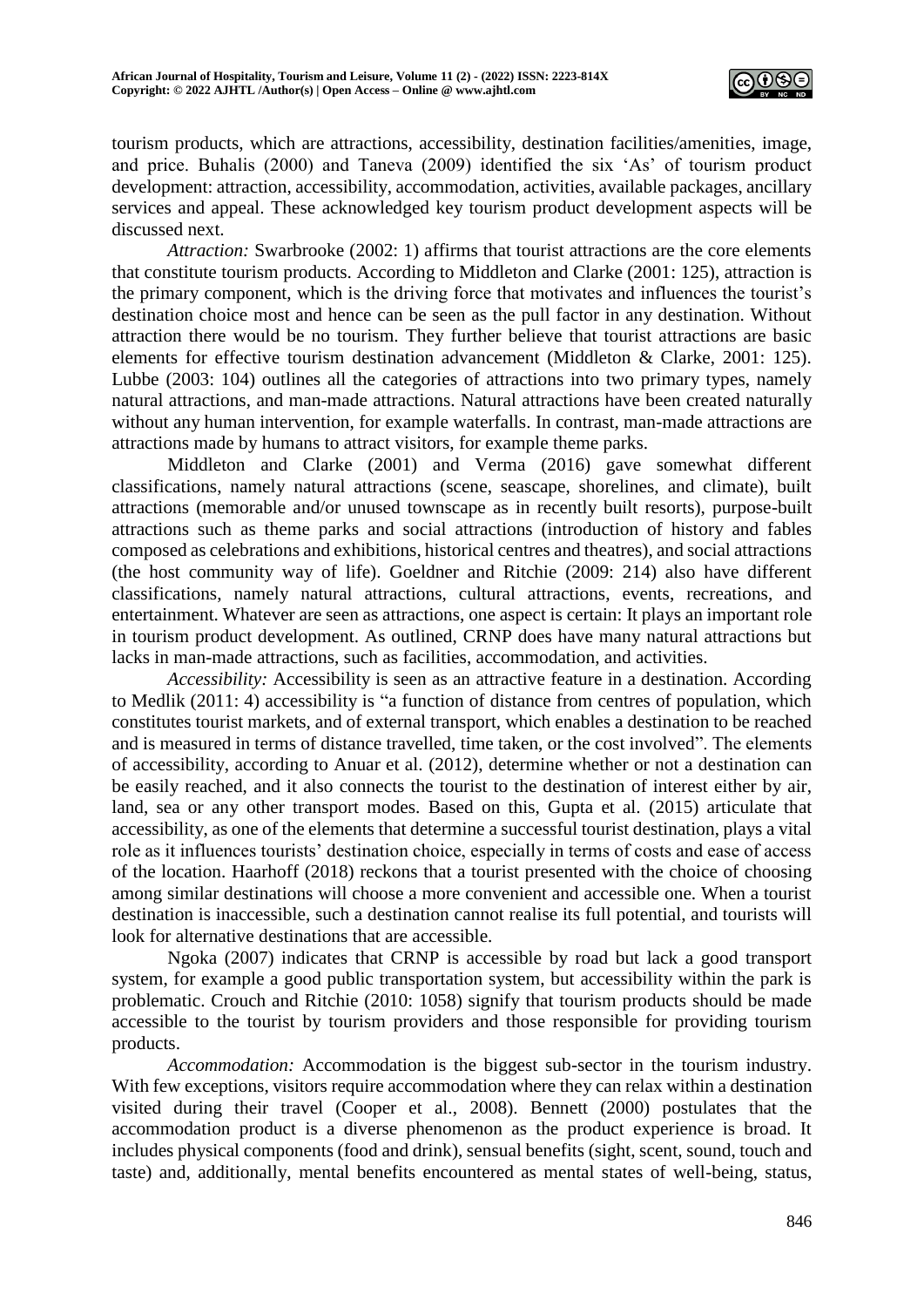tourism products, which are attractions, accessibility, destination facilities/amenities, image, and price. Buhalis (2000) and Taneva (2009) identified the six 'As' of tourism product development: attraction, accessibility, accommodation, activities, available packages, ancillary services and appeal. These acknowledged key tourism product development aspects will be discussed next.

*Attraction:* Swarbrooke (2002: 1) affirms that tourist attractions are the core elements that constitute tourism products. According to Middleton and Clarke (2001: 125), attraction is the primary component, which is the driving force that motivates and influences the tourist's destination choice most and hence can be seen as the pull factor in any destination. Without attraction there would be no tourism. They further believe that tourist attractions are basic elements for effective tourism destination advancement (Middleton & Clarke, 2001: 125). Lubbe (2003: 104) outlines all the categories of attractions into two primary types, namely natural attractions, and man-made attractions. Natural attractions have been created naturally without any human intervention, for example waterfalls. In contrast, man-made attractions are attractions made by humans to attract visitors, for example theme parks.

Middleton and Clarke (2001) and Verma (2016) gave somewhat different classifications, namely natural attractions (scene, seascape, shorelines, and climate), built attractions (memorable and/or unused townscape as in recently built resorts), purpose-built attractions such as theme parks and social attractions (introduction of history and fables composed as celebrations and exhibitions, historical centres and theatres), and social attractions (the host community way of life). Goeldner and Ritchie (2009: 214) also have different classifications, namely natural attractions, cultural attractions, events, recreations, and entertainment. Whatever are seen as attractions, one aspect is certain: It plays an important role in tourism product development. As outlined, CRNP does have many natural attractions but lacks in man-made attractions, such as facilities, accommodation, and activities.

*Accessibility:* Accessibility is seen as an attractive feature in a destination. According to Medlik (2011: 4) accessibility is "a function of distance from centres of population, which constitutes tourist markets, and of external transport, which enables a destination to be reached and is measured in terms of distance travelled, time taken, or the cost involved". The elements of accessibility, according to Anuar et al. (2012), determine whether or not a destination can be easily reached, and it also connects the tourist to the destination of interest either by air, land, sea or any other transport modes. Based on this, Gupta et al. (2015) articulate that accessibility, as one of the elements that determine a successful tourist destination, plays a vital role as it influences tourists' destination choice, especially in terms of costs and ease of access of the location. Haarhoff (2018) reckons that a tourist presented with the choice of choosing among similar destinations will choose a more convenient and accessible one. When a tourist destination is inaccessible, such a destination cannot realise its full potential, and tourists will look for alternative destinations that are accessible.

Ngoka (2007) indicates that CRNP is accessible by road but lack a good transport system, for example a good public transportation system, but accessibility within the park is problematic. Crouch and Ritchie (2010: 1058) signify that tourism products should be made accessible to the tourist by tourism providers and those responsible for providing tourism products.

*Accommodation:* Accommodation is the biggest sub-sector in the tourism industry. With few exceptions, visitors require accommodation where they can relax within a destination visited during their travel (Cooper et al., 2008). Bennett (2000) postulates that the accommodation product is a diverse phenomenon as the product experience is broad. It includes physical components (food and drink), sensual benefits (sight, scent, sound, touch and taste) and, additionally, mental benefits encountered as mental states of well-being, status,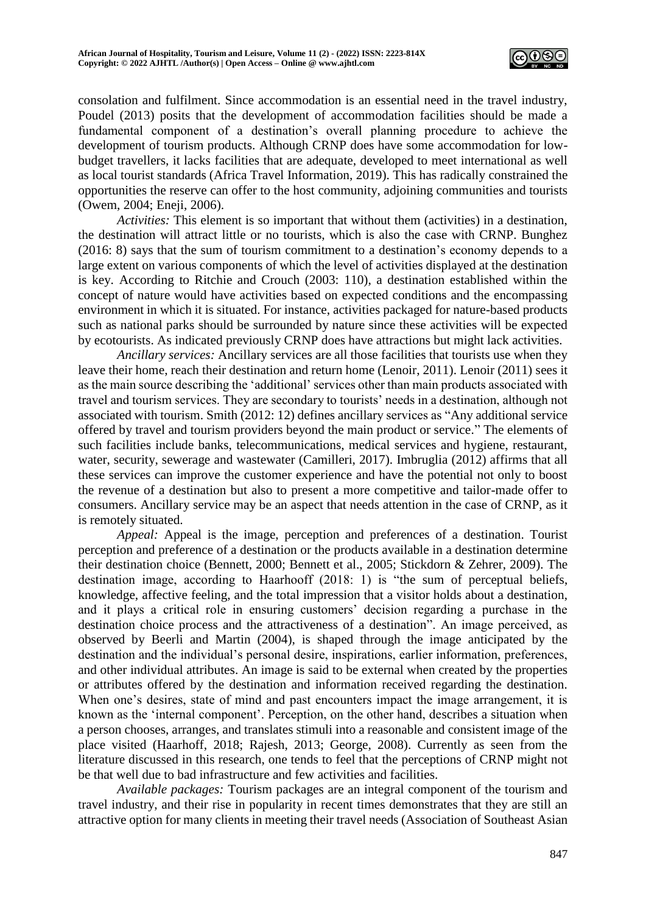consolation and fulfilment. Since accommodation is an essential need in the travel industry, Poudel (2013) posits that the development of accommodation facilities should be made a fundamental component of a destination's overall planning procedure to achieve the development of tourism products. Although CRNP does have some accommodation for low-budget travellers, it lacks facilities that are adequate, developed to meet international as well as local tourist standards (Africa Travel Information, 2019). This has radically constrained the opportunities the reserve can offer to the host community, adjoining communities and tourists (Owem, 2004; Eneji, 2006).

*Activities:* This element is so important that without them (activities) in a destination, the destination will attract little or no tourists, which is also the case with CRNP. Bunghez (2016: 8) says that the sum of tourism commitment to a destination's economy depends to a large extent on various components of which the level of activities displayed at the destination is key. According to Ritchie and Crouch (2003: 110), a destination established within the concept of nature would have activities based on expected conditions and the encompassing environment in which it is situated. For instance, activities packaged for nature-based products such as national parks should be surrounded by nature since these activities will be expected by ecotourists. As indicated previously CRNP does have attractions but might lack activities.

*Ancillary services:* Ancillary services are all those facilities that tourists use when they leave their home, reach their destination and return home (Lenoir, 2011). Lenoir (2011) sees it as the main source describing the 'additional' services other than main products associated with travel and tourism services. They are secondary to tourists' needs in a destination, although not associated with tourism. Smith (2012: 12) defines ancillary services as "Any additional service offered by travel and tourism providers beyond the main product or service." The elements of such facilities include banks, telecommunications, medical services and hygiene, restaurant, water, security, sewerage and wastewater (Camilleri, 2017). Imbruglia (2012) affirms that all these services can improve the customer experience and have the potential not only to boost the revenue of a destination but also to present a more competitive and tailor-made offer to consumers. Ancillary service may be an aspect that needs attention in the case of CRNP, as it is remotely situated.

*Appeal:* Appeal is the image, perception and preferences of a destination. Tourist perception and preference of a destination or the products available in a destination determine their destination choice (Bennett, 2000; Bennett et al., 2005; Stickdorn & Zehrer, 2009). The destination image, according to Haarhooff (2018: 1) is "the sum of perceptual beliefs, knowledge, affective feeling, and the total impression that a visitor holds about a destination, and it plays a critical role in ensuring customers' decision regarding a purchase in the destination choice process and the attractiveness of a destination". An image perceived, as observed by Beerli and Martin (2004), is shaped through the image anticipated by the destination and the individual's personal desire, inspirations, earlier information, preferences, and other individual attributes. An image is said to be external when created by the properties or attributes offered by the destination and information received regarding the destination. When one's desires, state of mind and past encounters impact the image arrangement, it is known as the 'internal component'. Perception, on the other hand, describes a situation when a person chooses, arranges, and translates stimuli into a reasonable and consistent image of the place visited (Haarhoff, 2018; Rajesh, 2013; George, 2008). Currently as seen from the literature discussed in this research, one tends to feel that the perceptions of CRNP might not be that well due to bad infrastructure and few activities and facilities.

*Available packages:* Tourism packages are an integral component of the tourism and travel industry, and their rise in popularity in recent times demonstrates that they are still an attractive option for many clients in meeting their travel needs (Association of Southeast Asian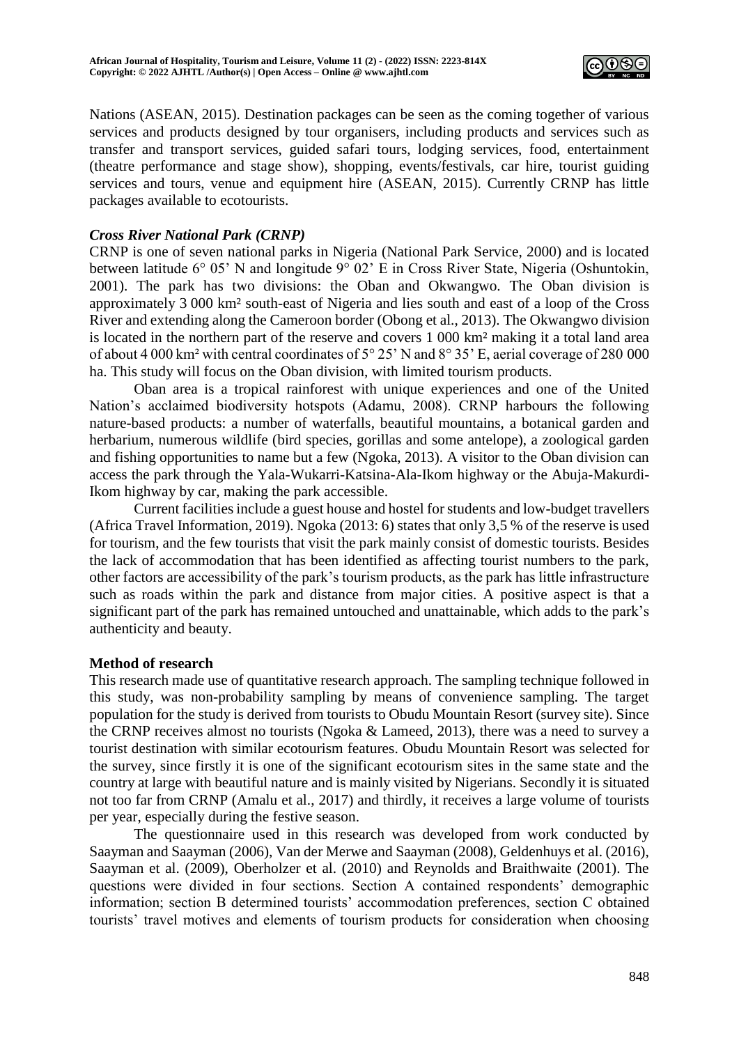Nations (ASEAN, 2015). Destination packages can be seen as the coming together of various services and products designed by tour organisers, including products and services such as transfer and transport services, guided safari tours, lodging services, food, entertainment (theatre performance and stage show), shopping, events/festivals, car hire, tourist guiding services and tours, venue and equipment hire (ASEAN, 2015). Currently CRNP has little packages available to ecotourists.

### *Cross River National Park (CRNP)*

CRNP is one of seven national parks in Nigeria (National Park Service, 2000) and is located between latitude 6° 05' N and longitude 9° 02' E in Cross River State, Nigeria (Oshuntokin, 2001). The park has two divisions: the Oban and Okwangwo. The Oban division is approximately 3 000 km² south-east of Nigeria and lies south and east of a loop of the Cross River and extending along the Cameroon border (Obong et al., 2013). The Okwangwo division is located in the northern part of the reserve and covers 1 000 km² making it a total land area of about 4 000 km² with central coordinates of 5° 25' N and 8° 35' E, aerial coverage of 280 000 ha. This study will focus on the Oban division, with limited tourism products.

Oban area is a tropical rainforest with unique experiences and one of the United Nation's acclaimed biodiversity hotspots (Adamu, 2008). CRNP harbours the following nature-based products: a number of waterfalls, beautiful mountains, a botanical garden and herbarium, numerous wildlife (bird species, gorillas and some antelope), a zoological garden and fishing opportunities to name but a few (Ngoka, 2013). A visitor to the Oban division can access the park through the Yala-Wukarri-Katsina-Ala-Ikom highway or the Abuja-Makurdi-Ikom highway by car, making the park accessible.

Current facilities include a guest house and hostel for students and low-budget travellers (Africa Travel Information, 2019). Ngoka (2013: 6) states that only 3,5 % of the reserve is used for tourism, and the few tourists that visit the park mainly consist of domestic tourists. Besides the lack of accommodation that has been identified as affecting tourist numbers to the park, other factors are accessibility of the park's tourism products, as the park has little infrastructure such as roads within the park and distance from major cities. A positive aspect is that a significant part of the park has remained untouched and unattainable, which adds to the park's authenticity and beauty.

## **Method of research**

This research made use of quantitative research approach. The sampling technique followed in this study, was non-probability sampling by means of convenience sampling. The target population for the study is derived from tourists to Obudu Mountain Resort (survey site). Since the CRNP receives almost no tourists (Ngoka & Lameed, 2013), there was a need to survey a tourist destination with similar ecotourism features. Obudu Mountain Resort was selected for the survey, since firstly it is one of the significant ecotourism sites in the same state and the country at large with beautiful nature and is mainly visited by Nigerians. Secondly it is situated not too far from CRNP (Amalu et al., 2017) and thirdly, it receives a large volume of tourists per year, especially during the festive season.

The questionnaire used in this research was developed from work conducted by Saayman and Saayman (2006), Van der Merwe and Saayman (2008), Geldenhuys et al. (2016), Saayman et al. (2009), Oberholzer et al. (2010) and Reynolds and Braithwaite (2001). The questions were divided in four sections. Section A contained respondents' demographic information; section B determined tourists' accommodation preferences, section C obtained tourists' travel motives and elements of tourism products for consideration when choosing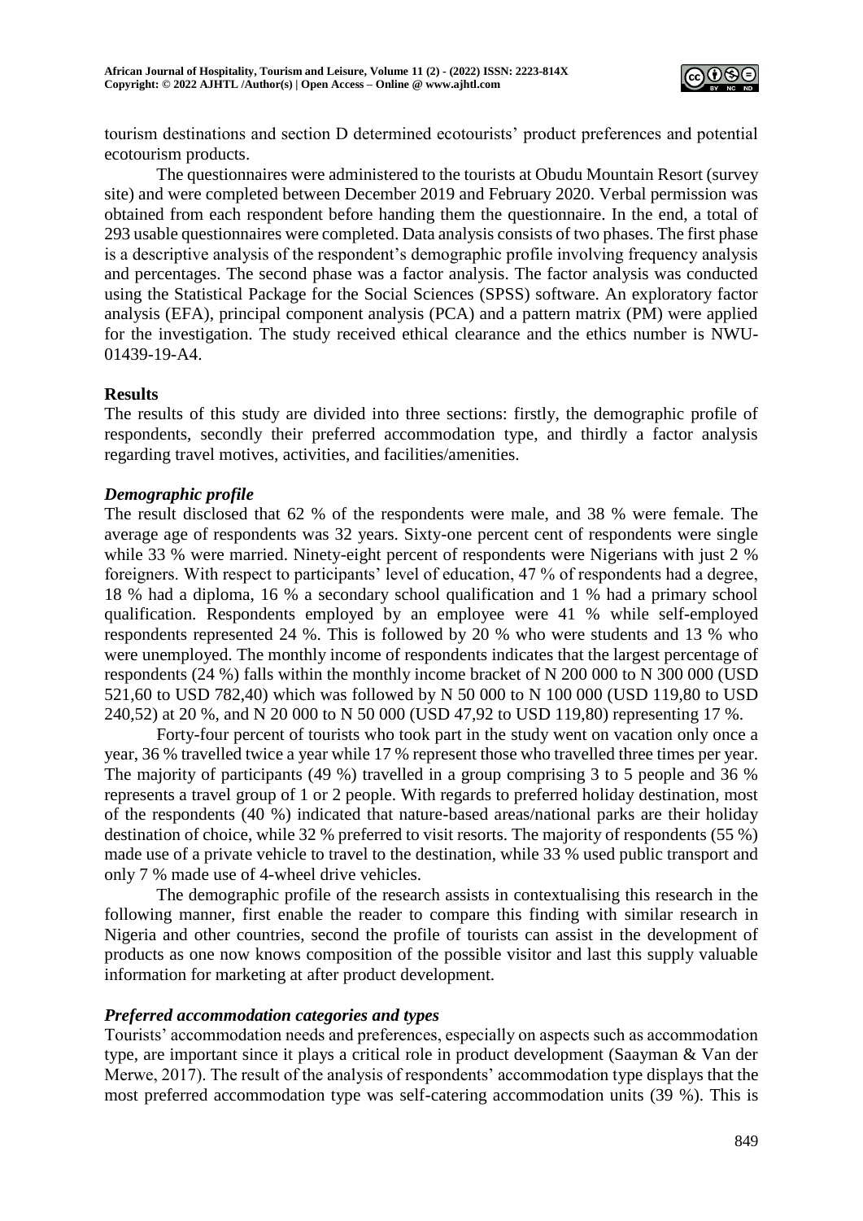tourism destinations and section D determined ecotourists' product preferences and potential ecotourism products.

The questionnaires were administered to the tourists at Obudu Mountain Resort (survey site) and were completed between December 2019 and February 2020. Verbal permission was obtained from each respondent before handing them the questionnaire. In the end, a total of 293 usable questionnaires were completed. Data analysis consists of two phases. The first phase is a descriptive analysis of the respondent's demographic profile involving frequency analysis and percentages. The second phase was a factor analysis. The factor analysis was conducted using the Statistical Package for the Social Sciences (SPSS) software. An exploratory factor analysis (EFA), principal component analysis (PCA) and a pattern matrix (PM) were applied for the investigation. The study received ethical clearance and the ethics number is NWU-01439-19-A4.

## Results

The results of this study are divided into three sections: firstly, the demographic profile of respondents, secondly their preferred accommodation type, and thirdly a factor analysis regarding travel motives, activities, and facilities/amenities.

### *Demographic profile*

The result disclosed that 62 % of the respondents were male, and 38 % were female. The average age of respondents was 32 years. Sixty-one percent cent of respondents were single while 33 % were married. Ninety-eight percent of respondents were Nigerians with just 2 % foreigners. With respect to participants' level of education, 47 % of respondents had a degree, 18 % had a diploma, 16 % a secondary school qualification and 1 % had a primary school qualification. Respondents employed by an employee were 41 % while self-employed respondents represented 24 %. This is followed by 20 % who were students and 13 % who were unemployed. The monthly income of respondents indicates that the largest percentage of respondents (24 %) falls within the monthly income bracket of N 200 000 to N 300 000 (USD 521,60 to USD 782,40) which was followed by N 50 000 to N 100 000 (USD 119,80 to USD 240,52) at 20 %, and N 20 000 to N 50 000 (USD 47,92 to USD 119,80) representing 17 %.

Forty-four percent of tourists who took part in the study went on vacation only once a year, 36 % travelled twice a year while 17 % represent those who travelled three times per year. The majority of participants (49 %) travelled in a group comprising 3 to 5 people and 36 % represents a travel group of 1 or 2 people. With regards to preferred holiday destination, most of the respondents (40 %) indicated that nature-based areas/national parks are their holiday destination of choice, while 32 % preferred to visit resorts. The majority of respondents (55 %) made use of a private vehicle to travel to the destination, while 33 % used public transport and only 7 % made use of 4-wheel drive vehicles.

The demographic profile of the research assists in contextualising this research in the following manner, first enable the reader to compare this finding with similar research in Nigeria and other countries, second the profile of tourists can assist in the development of products as one now knows composition of the possible visitor and last this supply valuable information for marketing at after product development.

### *Preferred accommodation categories and types*

Tourists' accommodation needs and preferences, especially on aspects such as accommodation type, are important since it plays a critical role in product development (Saayman & Van der Merwe, 2017). The result of the analysis of respondents' accommodation type displays that the most preferred accommodation type was self-catering accommodation units (39 %). This is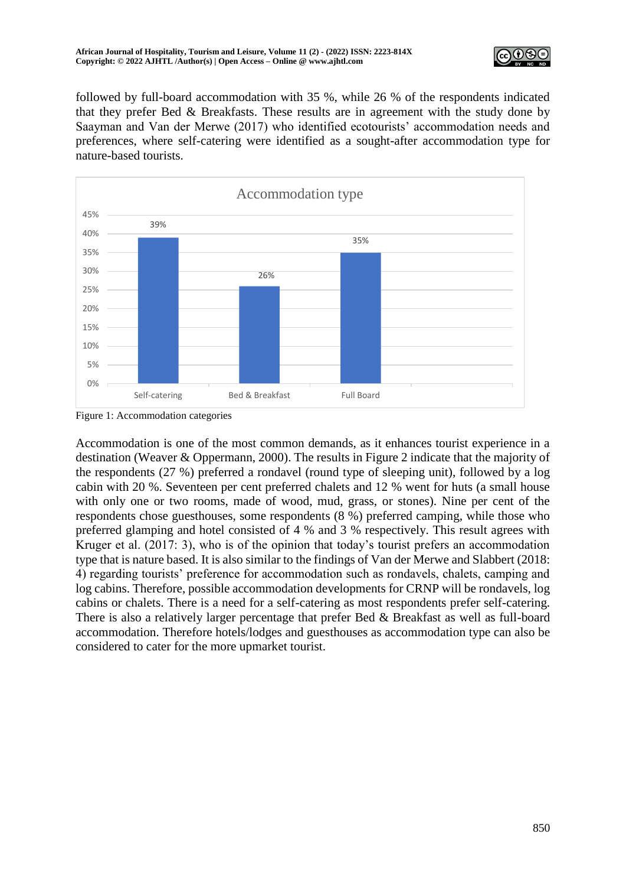followed by full-board accommodation with 35 %, while 26 % of the respondents indicated that they prefer Bed & Breakfasts. These results are in agreement with the study done by Saayman and Van der Merwe (2017) who identified ecotourists' accommodation needs and preferences, where self-catering were identified as a sought-after accommodation type for nature-based tourists.

Figure 1: Accommodation categories

Accommodation is one of the most common demands, as it enhances tourist experience in a destination (Weaver & Oppermann, 2000). The results in Figure 2 indicate that the majority of the respondents (27 %) preferred a rondavel (round type of sleeping unit), followed by a log cabin with 20 %. Seventeen per cent preferred chalets and 12 % went for huts (a small house with only one or two rooms, made of wood, mud, grass, or stones). Nine per cent of the respondents chose guesthouses, some respondents (8 %) preferred camping, while those who preferred glamping and hotel consisted of 4 % and 3 % respectively. This result agrees with Kruger et al. (2017: 3), who is of the opinion that today's tourist prefers an accommodation type that is nature based. It is also similar to the findings of Van der Merwe and Slabbert (2018: 4) regarding tourists' preference for accommodation such as rondavels, chalets, camping and log cabins. Therefore, possible accommodation developments for CRNP will be rondavels, log cabins or chalets. There is a need for a self-catering as most respondents prefer self-catering. There is also a relatively larger percentage that prefer Bed & Breakfast as well as full-board accommodation. Therefore hotels/lodges and guesthouses as accommodation type can also be considered to cater for the more upmarket tourist.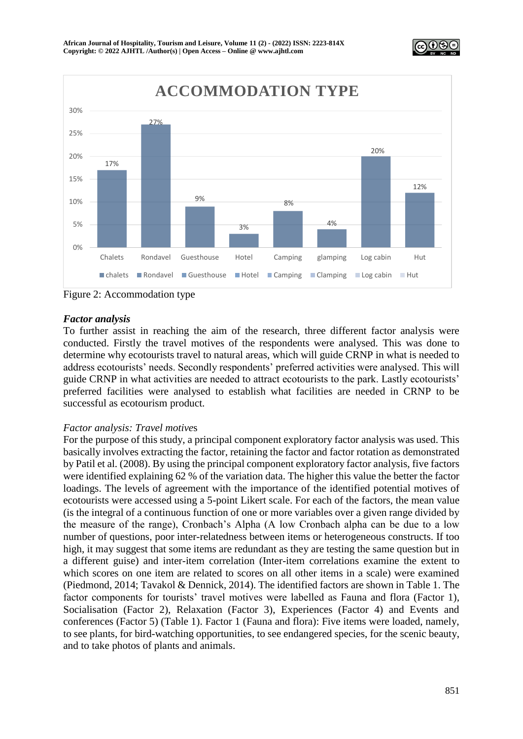Figure 2: Accommodation type

### *Factor analysis*

To further assist in reaching the aim of the research, three different factor analysis were conducted. Firstly the travel motives of the respondents were analysed. This was done to determine why ecotourists travel to natural areas, which will guide CRNP in what is needed to address ecotourists' needs. Secondly respondents' preferred activities were analysed. This will guide CRNP in what activities are needed to attract ecotourists to the park. Lastly ecotourists' preferred facilities were analysed to establish what facilities are needed in CRNP to be successful as ecotourism product.

*Factor analysis: Travel motive*s

For the purpose of this study, a principal component exploratory factor analysis was used. This basically involves extracting the factor, retaining the factor and factor rotation as demonstrated by Patil et al. (2008). By using the principal component exploratory factor analysis, five factors were identified explaining 62 % of the variation data. The higher this value the better the factor loadings. The levels of agreement with the importance of the identified potential motives of ecotourists were accessed using a 5-point Likert scale. For each of the factors, the mean value (is the integral of a continuous function of one or more variables over a given range divided by the measure of the range), Cronbach's Alpha (A low Cronbach alpha can be due to a low number of questions, poor inter-relatedness between items or heterogeneous constructs. If too high, it may suggest that some items are redundant as they are testing the same question but in a different guise) and inter-item correlation (Inter-item correlations examine the extent to which scores on one item are related to scores on all other items in a scale) were examined (Piedmond, 2014; Tavakol & Dennick, 2014). The identified factors are shown in Table 1. The factor components for tourists' travel motives were labelled as Fauna and flora (Factor 1), Socialisation (Factor 2), Relaxation (Factor 3), Experiences (Factor 4) and Events and conferences (Factor 5) (Table 1). Factor 1 (Fauna and flora): Five items were loaded, namely, to see plants, for bird-watching opportunities, to see endangered species, for the scenic beauty, and to take photos of plants and animals.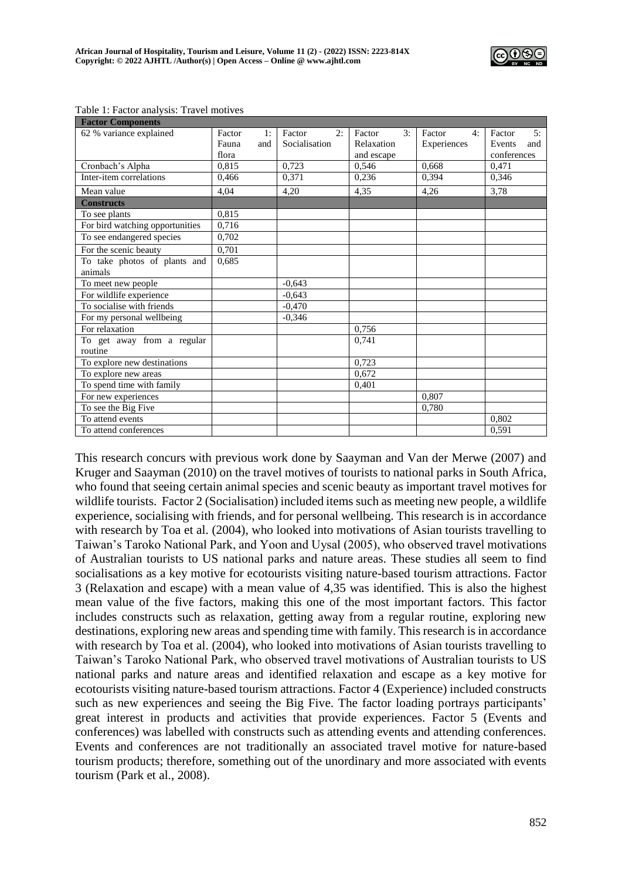Table 1: Factor analysis: Travel motives

| **Factor Components** | | | | | |
|---|---|---|---|---|---|
| 62 % variance explained | Factor 1: Fauna and flora | Factor 2: Socialisation | Factor 3: Relaxation and escape | Factor 4: Experiences | Factor 5: Events and conferences |
| Cronbach's Alpha | 0,815 | 0,723 | 0,546 | 0,668 | 0,471 |
| Inter-item correlations | 0,466 | 0,371 | 0,236 | 0,394 | 0,346 |
| Mean value | 4,04 | 4,20 | 4,35 | 4,26 | 3,78 |
| **Constructs** | | | | | |
| To see plants | 0,815 | | | | |
| For bird watching opportunities | 0,716 | | | | |
| To see endangered species | 0,702 | | | | |
| For the scenic beauty | 0,701 | | | | |
| To take photos of plants and animals | 0,685 | | | | |
| To meet new people | | -0,643 | | | |
| For wildlife experience | | -0,643 | | | |
| To socialise with friends | | -0,470 | | | |
| For my personal wellbeing | | -0,346 | | | |
| For relaxation | | | 0,756 | | |
| To get away from a regular routine | | | 0,741 | | |
| To explore new destinations | | | 0,723 | | |
| To explore new areas | | | 0,672 | | |
| To spend time with family | | | 0,401 | | |
| For new experiences | | | | 0,807 | |
| To see the Big Five | | | | 0,780 | |
| To attend events | | | | | 0,802 |
| To attend conferences | | | | | 0,591 |

This research concurs with previous work done by Saayman and Van der Merwe (2007) and Kruger and Saayman (2010) on the travel motives of tourists to national parks in South Africa, who found that seeing certain animal species and scenic beauty as important travel motives for wildlife tourists. Factor 2 (Socialisation) included items such as meeting new people, a wildlife experience, socialising with friends, and for personal wellbeing. This research is in accordance with research by Toa et al. (2004), who looked into motivations of Asian tourists travelling to Taiwan's Taroko National Park, and Yoon and Uysal (2005), who observed travel motivations of Australian tourists to US national parks and nature areas. These studies all seem to find socialisations as a key motive for ecotourists visiting nature-based tourism attractions. Factor 3 (Relaxation and escape) with a mean value of 4,35 was identified. This is also the highest mean value of the five factors, making this one of the most important factors. This factor includes constructs such as relaxation, getting away from a regular routine, exploring new destinations, exploring new areas and spending time with family. This research is in accordance with research by Toa et al. (2004), who looked into motivations of Asian tourists travelling to Taiwan's Taroko National Park, who observed travel motivations of Australian tourists to US national parks and nature areas and identified relaxation and escape as a key motive for ecotourists visiting nature-based tourism attractions. Factor 4 (Experience) included constructs such as new experiences and seeing the Big Five. The factor loading portrays participants' great interest in products and activities that provide experiences. Factor 5 (Events and conferences) was labelled with constructs such as attending events and attending conferences. Events and conferences are not traditionally an associated travel motive for nature-based tourism products; therefore, something out of the unordinary and more associated with events tourism (Park et al., 2008).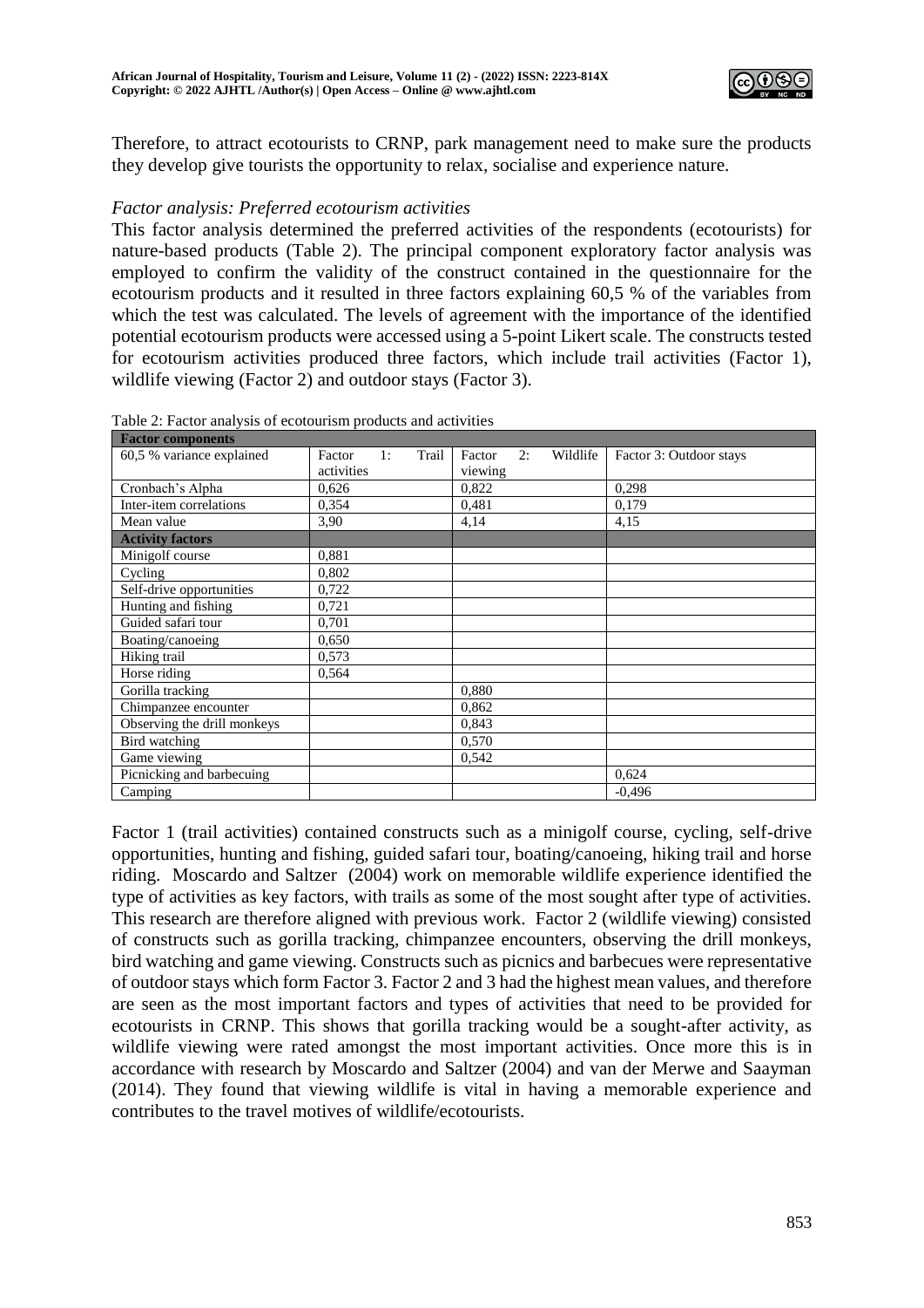Therefore, to attract ecotourists to CRNP, park management need to make sure the products they develop give tourists the opportunity to relax, socialise and experience nature.

### *Factor analysis: Preferred ecotourism activities*

This factor analysis determined the preferred activities of the respondents (ecotourists) for nature-based products (Table 2). The principal component exploratory factor analysis was employed to confirm the validity of the construct contained in the questionnaire for the ecotourism products and it resulted in three factors explaining 60,5 % of the variables from which the test was calculated. The levels of agreement with the importance of the identified potential ecotourism products were accessed using a 5-point Likert scale. The constructs tested for ecotourism activities produced three factors, which include trail activities (Factor 1), wildlife viewing (Factor 2) and outdoor stays (Factor 3).

Table 2: Factor analysis of ecotourism products and activities

| **Factor components** | | | |
|---|---|---|---|
| 60,5 % variance explained | Factor 1: Trail activities | Factor 2: Wildlife viewing | Factor 3: Outdoor stays |
| Cronbach's Alpha | 0,626 | 0,822 | 0,298 |
| Inter-item correlations | 0,354 | 0,481 | 0,179 |
| Mean value | 3,90 | 4,14 | 4,15 |
| **Activity factors** | | | |
| Minigolf course | 0,881 | | |
| Cycling | 0,802 | | |
| Self-drive opportunities | 0,722 | | |
| Hunting and fishing | 0,721 | | |
| Guided safari tour | 0,701 | | |
| Boating/canoeing | 0,650 | | |
| Hiking trail | 0,573 | | |
| Horse riding | 0,564 | | |
| Gorilla tracking | | 0,880 | |
| Chimpanzee encounter | | 0,862 | |
| Observing the drill monkeys | | 0,843 | |
| Bird watching | | 0,570 | |
| Game viewing | | 0,542 | |
| Picnicking and barbecuing | | | 0,624 |
| Camping | | | -0,496 |

Factor 1 (trail activities) contained constructs such as a minigolf course, cycling, self-drive opportunities, hunting and fishing, guided safari tour, boating/canoeing, hiking trail and horse riding. Moscardo and Saltzer (2004) work on memorable wildlife experience identified the type of activities as key factors, with trails as some of the most sought after type of activities. This research are therefore aligned with previous work. Factor 2 (wildlife viewing) consisted of constructs such as gorilla tracking, chimpanzee encounters, observing the drill monkeys, bird watching and game viewing. Constructs such as picnics and barbecues were representative of outdoor stays which form Factor 3. Factor 2 and 3 had the highest mean values, and therefore are seen as the most important factors and types of activities that need to be provided for ecotourists in CRNP. This shows that gorilla tracking would be a sought-after activity, as wildlife viewing were rated amongst the most important activities. Once more this is in accordance with research by Moscardo and Saltzer (2004) and van der Merwe and Saayman (2014). They found that viewing wildlife is vital in having a memorable experience and contributes to the travel motives of wildlife/ecotourists.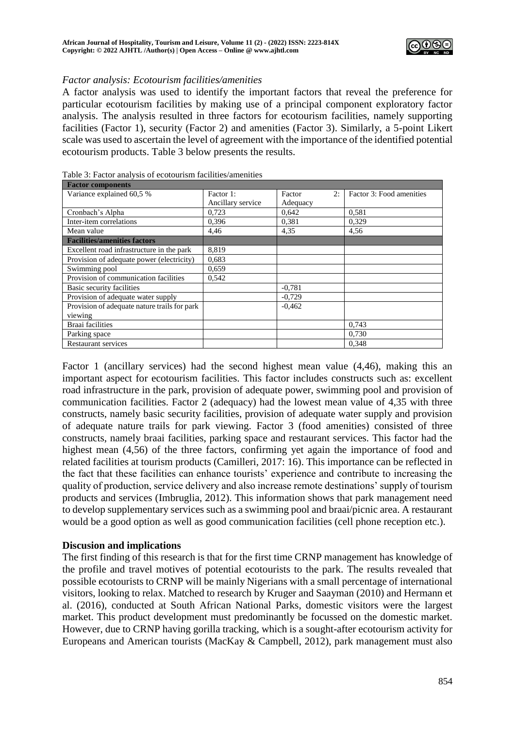*Factor analysis: Ecotourism facilities/amenities*

A factor analysis was used to identify the important factors that reveal the preference for particular ecotourism facilities by making use of a principal component exploratory factor analysis. The analysis resulted in three factors for ecotourism facilities, namely supporting facilities (Factor 1), security (Factor 2) and amenities (Factor 3). Similarly, a 5-point Likert scale was used to ascertain the level of agreement with the importance of the identified potential ecotourism products. Table 3 below presents the results.

Table 3: Factor analysis of ecotourism facilities/amenities

| **Factor components** | | | |
|---|---|---|---|
| Variance explained 60,5 % | Factor 1: Ancillary service | Factor 2: Adequacy | Factor 3: Food amenities |
| Cronbach's Alpha | 0,723 | 0,642 | 0,581 |
| Inter-item correlations | 0,396 | 0,381 | 0,329 |
| Mean value | 4,46 | 4,35 | 4,56 |
| **Facilities/amenities factors** | | | |
| Excellent road infrastructure in the park | 8,819 | | |
| Provision of adequate power (electricity) | 0,683 | | |
| Swimming pool | 0,659 | | |
| Provision of communication facilities | 0,542 | | |
| Basic security facilities | | -0,781 | |
| Provision of adequate water supply | | -0,729 | |
| Provision of adequate nature trails for park viewing | | -0,462 | |
| Braai facilities | | | 0,743 |
| Parking space | | | 0,730 |
| Restaurant services | | | 0,348 |

Factor 1 (ancillary services) had the second highest mean value (4,46), making this an important aspect for ecotourism facilities. This factor includes constructs such as: excellent road infrastructure in the park, provision of adequate power, swimming pool and provision of communication facilities. Factor 2 (adequacy) had the lowest mean value of 4,35 with three constructs, namely basic security facilities, provision of adequate water supply and provision of adequate nature trails for park viewing. Factor 3 (food amenities) consisted of three constructs, namely braai facilities, parking space and restaurant services. This factor had the highest mean (4,56) of the three factors, confirming yet again the importance of food and related facilities at tourism products (Camilleri, 2017: 16). This importance can be reflected in the fact that these facilities can enhance tourists' experience and contribute to increasing the quality of production, service delivery and also increase remote destinations' supply of tourism products and services (Imbruglia, 2012). This information shows that park management need to develop supplementary services such as a swimming pool and braai/picnic area. A restaurant would be a good option as well as good communication facilities (cell phone reception etc.).

**Discussion and implications**

The first finding of this research is that for the first time CRNP management has knowledge of the profile and travel motives of potential ecotourists to the park. The results revealed that possible ecotourists to CRNP will be mainly Nigerians with a small percentage of international visitors, looking to relax. Matched to research by Kruger and Saayman (2010) and Hermann et al. (2016), conducted at South African National Parks, domestic visitors were the largest market. This product development must predominantly be focussed on the domestic market. However, due to CRNP having gorilla tracking, which is a sought-after ecotourism activity for Europeans and American tourists (MacKay & Campbell, 2012), park management must also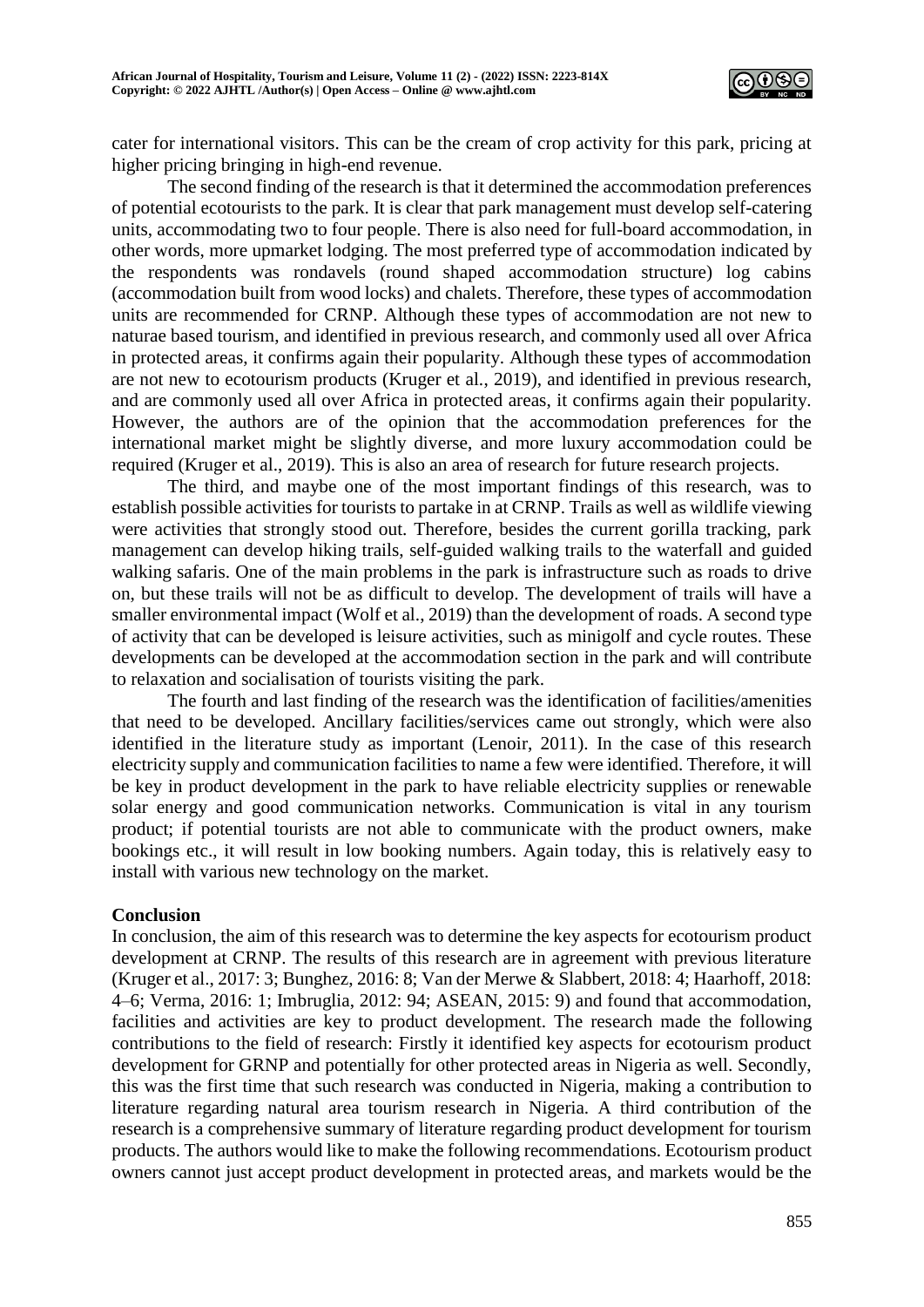cater for international visitors. This can be the cream of crop activity for this park, pricing at higher pricing bringing in high-end revenue.

The second finding of the research is that it determined the accommodation preferences of potential ecotourists to the park. It is clear that park management must develop self-catering units, accommodating two to four people. There is also need for full-board accommodation, in other words, more upmarket lodging. The most preferred type of accommodation indicated by the respondents was rondavels (round shaped accommodation structure) log cabins (accommodation built from wood locks) and chalets. Therefore, these types of accommodation units are recommended for CRNP. Although these types of accommodation are not new to naturae based tourism, and identified in previous research, and commonly used all over Africa in protected areas, it confirms again their popularity. Although these types of accommodation are not new to ecotourism products (Kruger et al., 2019), and identified in previous research, and are commonly used all over Africa in protected areas, it confirms again their popularity. However, the authors are of the opinion that the accommodation preferences for the international market might be slightly diverse, and more luxury accommodation could be required (Kruger et al., 2019). This is also an area of research for future research projects.

The third, and maybe one of the most important findings of this research, was to establish possible activities for tourists to partake in at CRNP. Trails as well as wildlife viewing were activities that strongly stood out. Therefore, besides the current gorilla tracking, park management can develop hiking trails, self-guided walking trails to the waterfall and guided walking safaris. One of the main problems in the park is infrastructure such as roads to drive on, but these trails will not be as difficult to develop. The development of trails will have a smaller environmental impact (Wolf et al., 2019) than the development of roads. A second type of activity that can be developed is leisure activities, such as minigolf and cycle routes. These developments can be developed at the accommodation section in the park and will contribute to relaxation and socialisation of tourists visiting the park.

The fourth and last finding of the research was the identification of facilities/amenities that need to be developed. Ancillary facilities/services came out strongly, which were also identified in the literature study as important (Lenoir, 2011). In the case of this research electricity supply and communication facilities to name a few were identified. Therefore, it will be key in product development in the park to have reliable electricity supplies or renewable solar energy and good communication networks. Communication is vital in any tourism product; if potential tourists are not able to communicate with the product owners, make bookings etc., it will result in low booking numbers. Again today, this is relatively easy to install with various new technology on the market.

## Conclusion

In conclusion, the aim of this research was to determine the key aspects for ecotourism product development at CRNP. The results of this research are in agreement with previous literature (Kruger et al., 2017: 3; Bunghez, 2016: 8; Van der Merwe & Slabbert, 2018: 4; Haarhoff, 2018: 4–6; Verma, 2016: 1; Imbruglia, 2012: 94; ASEAN, 2015: 9) and found that accommodation, facilities and activities are key to product development. The research made the following contributions to the field of research: Firstly it identified key aspects for ecotourism product development for GRNP and potentially for other protected areas in Nigeria as well. Secondly, this was the first time that such research was conducted in Nigeria, making a contribution to literature regarding natural area tourism research in Nigeria. A third contribution of the research is a comprehensive summary of literature regarding product development for tourism products. The authors would like to make the following recommendations. Ecotourism product owners cannot just accept product development in protected areas, and markets would be the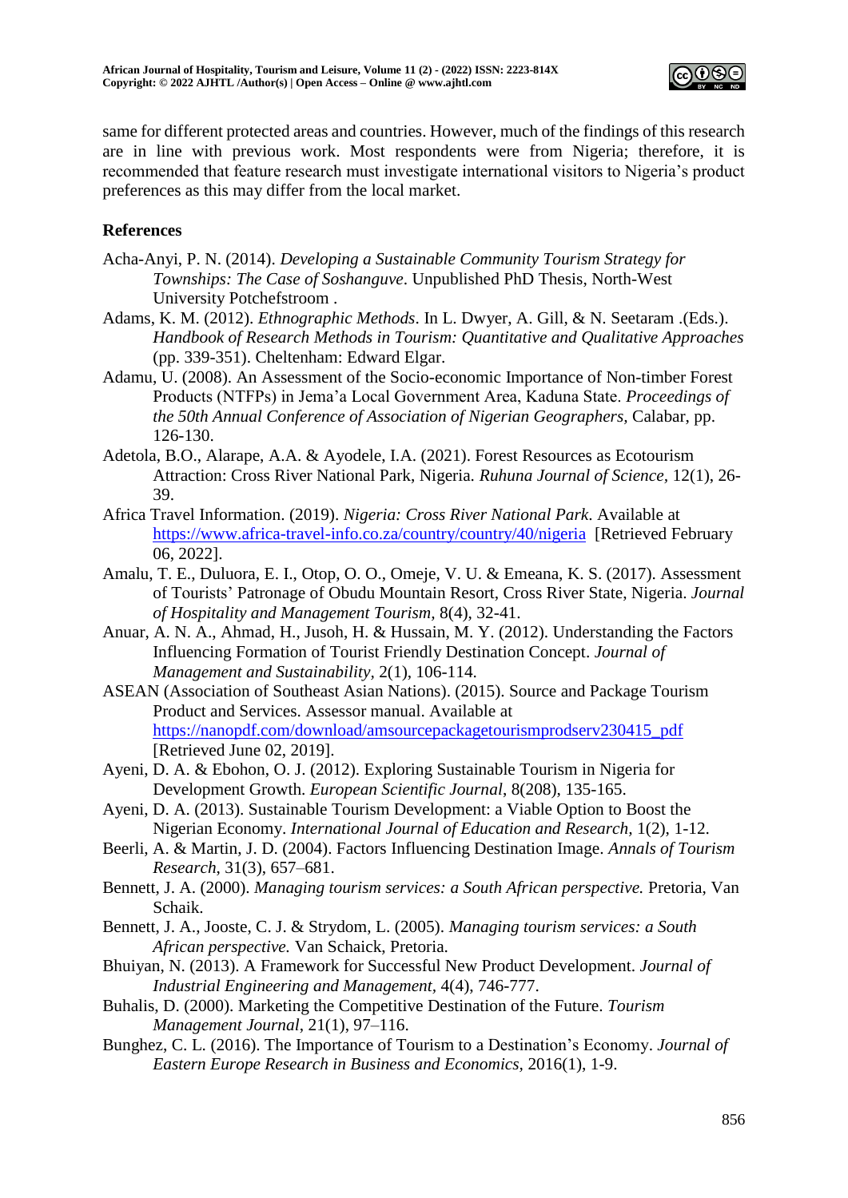same for different protected areas and countries. However, much of the findings of this research are in line with previous work. Most respondents were from Nigeria; therefore, it is recommended that feature research must investigate international visitors to Nigeria's product preferences as this may differ from the local market.

## References

Acha-Anyi, P. N. (2014). *Developing a Sustainable Community Tourism Strategy for Townships: The Case of Soshanguve*. Unpublished PhD Thesis, North-West University Potchefstroom .

Adams, K. M. (2012). *Ethnographic Methods*. In L. Dwyer, A. Gill, & N. Seetaram .(Eds.). *Handbook of Research Methods in Tourism: Quantitative and Qualitative Approaches* (pp. 339-351). Cheltenham: Edward Elgar.

Adamu, U. (2008). An Assessment of the Socio-economic Importance of Non-timber Forest Products (NTFPs) in Jema'a Local Government Area, Kaduna State. *Proceedings of the 50th Annual Conference of Association of Nigerian Geographers*, Calabar, pp. 126-130.

Adetola, B.O., Alarape, A.A. & Ayodele, I.A. (2021). Forest Resources as Ecotourism Attraction: Cross River National Park, Nigeria. *Ruhuna Journal of Science*, 12(1), 26-39.

Africa Travel Information. (2019). *Nigeria: Cross River National Park*. Available at https://www.africa-travel-info.co.za/country/country/40/nigeria [Retrieved February 06, 2022].

Amalu, T. E., Duluora, E. I., Otop, O. O., Omeje, V. U. & Emeana, K. S. (2017). Assessment of Tourists' Patronage of Obudu Mountain Resort, Cross River State, Nigeria. *Journal of Hospitality and Management Tourism*, 8(4), 32-41.

Anuar, A. N. A., Ahmad, H., Jusoh, H. & Hussain, M. Y. (2012). Understanding the Factors Influencing Formation of Tourist Friendly Destination Concept. *Journal of Management and Sustainability*, 2(1), 106-114.

ASEAN (Association of Southeast Asian Nations). (2015). Source and Package Tourism Product and Services. Assessor manual. Available at https://nanopdf.com/download/amsourcepackagetourismprodserv230415_pdf [Retrieved June 02, 2019].

Ayeni, D. A. & Ebohon, O. J. (2012). Exploring Sustainable Tourism in Nigeria for Development Growth. *European Scientific Journal*, 8(208), 135-165.

Ayeni, D. A. (2013). Sustainable Tourism Development: a Viable Option to Boost the Nigerian Economy. *International Journal of Education and Research*, 1(2), 1-12.

Beerli, A. & Martin, J. D. (2004). Factors Influencing Destination Image. *Annals of Tourism Research*, 31(3), 657–681.

Bennett, J. A. (2000). *Managing tourism services: a South African perspective.* Pretoria, Van Schaik.

Bennett, J. A., Jooste, C. J. & Strydom, L. (2005). *Managing tourism services: a South African perspective.* Van Schaick, Pretoria.

Bhuiyan, N. (2013). A Framework for Successful New Product Development. *Journal of Industrial Engineering and Management*, 4(4), 746-777.

Buhalis, D. (2000). Marketing the Competitive Destination of the Future. *Tourism Management Journal*, 21(1), 97–116.

Bunghez, C. L. (2016). The Importance of Tourism to a Destination's Economy. *Journal of Eastern Europe Research in Business and Economics*, 2016(1), 1-9.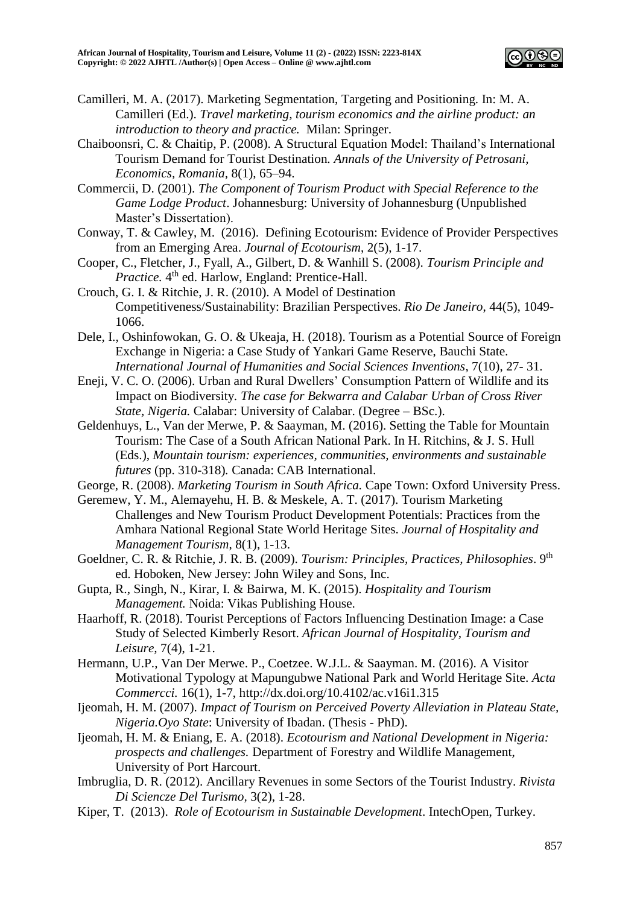Camilleri, M. A. (2017). Marketing Segmentation, Targeting and Positioning. In: M. A. Camilleri (Ed.). *Travel marketing, tourism economics and the airline product: an introduction to theory and practice.* Milan: Springer.

Chaiboonsri, C. & Chaitip, P. (2008). A Structural Equation Model: Thailand's International Tourism Demand for Tourist Destination. *Annals of the University of Petrosani, Economics, Romania*, 8(1), 65–94.

Commercii, D. (2001). *The Component of Tourism Product with Special Reference to the Game Lodge Product*. Johannesburg: University of Johannesburg (Unpublished Master's Dissertation).

Conway, T. & Cawley, M. (2016). Defining Ecotourism: Evidence of Provider Perspectives from an Emerging Area. *Journal of Ecotourism*, 2(5), 1-17.

Cooper, C., Fletcher, J., Fyall, A., Gilbert, D. & Wanhill S. (2008). *Tourism Principle and Practice.* 4th ed. Harlow, England: Prentice-Hall.

Crouch, G. I. & Ritchie, J. R. (2010). A Model of Destination Competitiveness/Sustainability: Brazilian Perspectives. *Rio De Janeiro*, 44(5), 1049-1066.

Dele, I., Oshinfowokan, G. O. & Ukeaja, H. (2018). Tourism as a Potential Source of Foreign Exchange in Nigeria: a Case Study of Yankari Game Reserve, Bauchi State. *International Journal of Humanities and Social Sciences Inventions*, 7(10), 27- 31.

Eneji, V. C. O. (2006). Urban and Rural Dwellers' Consumption Pattern of Wildlife and its Impact on Biodiversity. *The case for Bekwarra and Calabar Urban of Cross River State, Nigeria.* Calabar: University of Calabar. (Degree – BSc.).

Geldenhuys, L., Van der Merwe, P. & Saayman, M. (2016). Setting the Table for Mountain Tourism: The Case of a South African National Park. In H. Ritchins, & J. S. Hull (Eds.), *Mountain tourism: experiences, communities, environments and sustainable futures* (pp. 310-318)*.* Canada: CAB International.

George, R. (2008). *Marketing Tourism in South Africa.* Cape Town: Oxford University Press.

Geremew, Y. M., Alemayehu, H. B. & Meskele, A. T. (2017). Tourism Marketing Challenges and New Tourism Product Development Potentials: Practices from the Amhara National Regional State World Heritage Sites. *Journal of Hospitality and Management Tourism*, 8(1), 1-13.

Goeldner, C. R. & Ritchie, J. R. B. (2009). *Tourism: Principles, Practices, Philosophies*. 9th ed. Hoboken, New Jersey: John Wiley and Sons, Inc.

Gupta, R., Singh, N., Kirar, I. & Bairwa, M. K. (2015). *Hospitality and Tourism Management.* Noida: Vikas Publishing House.

Haarhoff, R. (2018). Tourist Perceptions of Factors Influencing Destination Image: a Case Study of Selected Kimberly Resort. *African Journal of Hospitality, Tourism and Leisure*, 7(4), 1-21.

Hermann, U.P., Van Der Merwe. P., Coetzee. W.J.L. & Saayman. M. (2016). A Visitor Motivational Typology at Mapungubwe National Park and World Heritage Site. *Acta Commercci.* 16(1), 1-7, http://dx.doi.org/10.4102/ac.v16i1.315

Ijeomah, H. M. (2007). *Impact of Tourism on Perceived Poverty Alleviation in Plateau State, Nigeria.Oyo State*: University of Ibadan. (Thesis - PhD).

Ijeomah, H. M. & Eniang, E. A. (2018). *Ecotourism and National Development in Nigeria: prospects and challenges.* Department of Forestry and Wildlife Management, University of Port Harcourt.

Imbruglia, D. R. (2012). Ancillary Revenues in some Sectors of the Tourist Industry. *Rivista Di Sciencze Del Turismo*, 3(2), 1-28.

Kiper, T. (2013). *Role of Ecotourism in Sustainable Development*. IntechOpen, Turkey.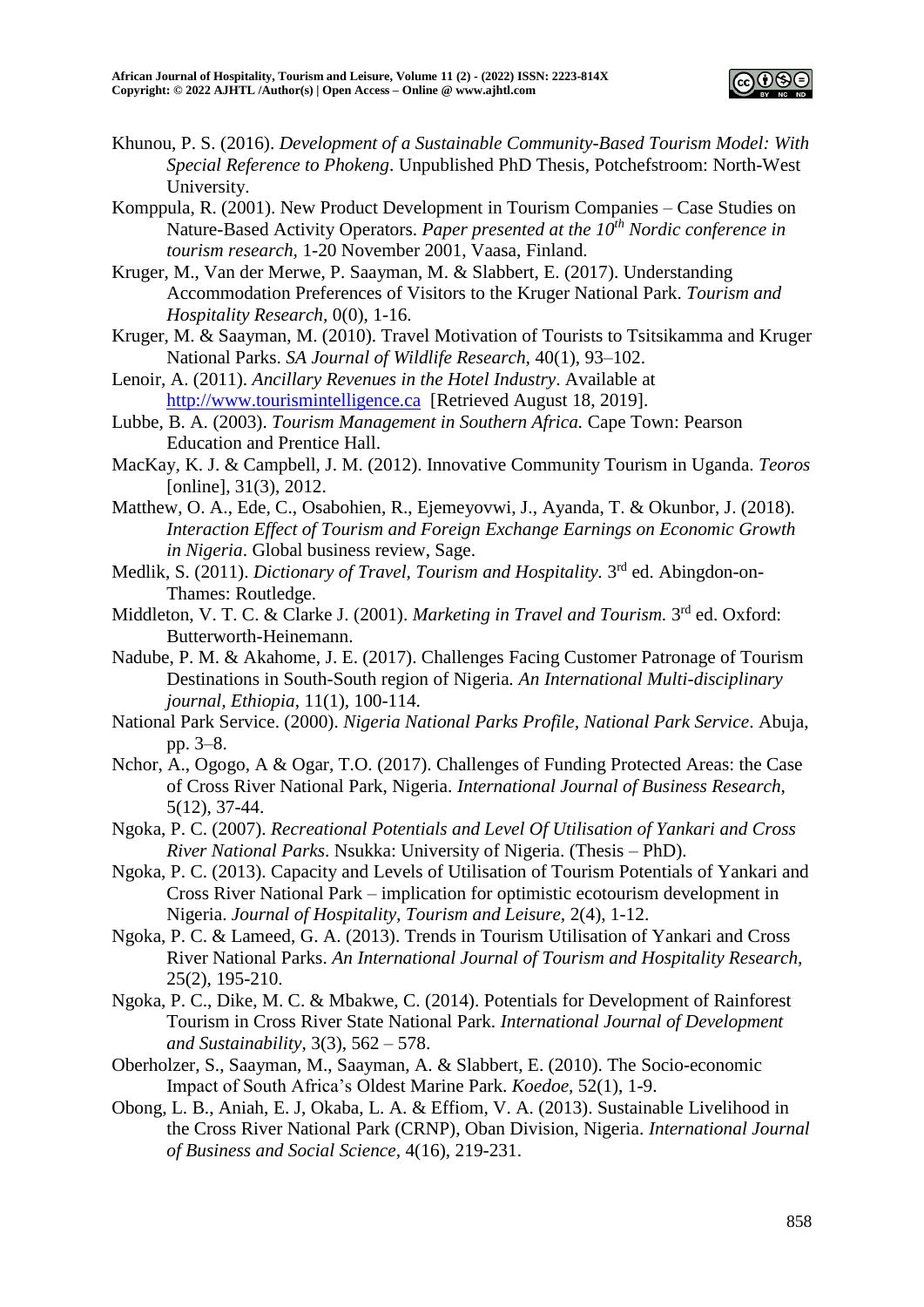Khunou, P. S. (2016). *Development of a Sustainable Community-Based Tourism Model: With Special Reference to Phokeng*. Unpublished PhD Thesis, Potchefstroom: North-West University.

Komppula, R. (2001). New Product Development in Tourism Companies – Case Studies on Nature-Based Activity Operators. *Paper presented at the 10th Nordic conference in tourism research,* 1-20 November 2001, Vaasa, Finland.

Kruger, M., Van der Merwe, P. Saayman, M. & Slabbert, E. (2017). Understanding Accommodation Preferences of Visitors to the Kruger National Park. *Tourism and Hospitality Research,* 0(0), 1-16.

Kruger, M. & Saayman, M. (2010). Travel Motivation of Tourists to Tsitsikamma and Kruger National Parks. *SA Journal of Wildlife Research,* 40(1), 93–102.

Lenoir, A. (2011). *Ancillary Revenues in the Hotel Industry*. Available at http://www.tourismintelligence.ca [Retrieved August 18, 2019].

Lubbe, B. A. (2003). *Tourism Management in Southern Africa.* Cape Town: Pearson Education and Prentice Hall.

MacKay, K. J. & Campbell, J. M. (2012). Innovative Community Tourism in Uganda. *Teoros* [online], 31(3), 2012.

Matthew, O. A., Ede, C., Osabohien, R., Ejemeyovwi, J., Ayanda, T. & Okunbor, J. (2018). *Interaction Effect of Tourism and Foreign Exchange Earnings on Economic Growth in Nigeria*. Global business review, Sage.

Medlik, S. (2011). *Dictionary of Travel, Tourism and Hospitality.* 3rd ed. Abingdon-on-Thames: Routledge.

Middleton, V. T. C. & Clarke J. (2001). *Marketing in Travel and Tourism.* 3rd ed. Oxford: Butterworth-Heinemann.

Nadube, P. M. & Akahome, J. E. (2017). Challenges Facing Customer Patronage of Tourism Destinations in South-South region of Nigeria. *An International Multi-disciplinary journal, Ethiopia*, 11(1), 100-114.

National Park Service. (2000). *Nigeria National Parks Profile, National Park Service*. Abuja, pp. 3–8.

Nchor, A., Ogogo, A & Ogar, T.O. (2017). Challenges of Funding Protected Areas: the Case of Cross River National Park, Nigeria. *International Journal of Business Research,* 5(12), 37-44.

Ngoka, P. C. (2007). *Recreational Potentials and Level Of Utilisation of Yankari and Cross River National Parks*. Nsukka: University of Nigeria. (Thesis – PhD).

Ngoka, P. C. (2013). Capacity and Levels of Utilisation of Tourism Potentials of Yankari and Cross River National Park – implication for optimistic ecotourism development in Nigeria. *Journal of Hospitality, Tourism and Leisure,* 2(4), 1-12.

Ngoka, P. C. & Lameed, G. A. (2013). Trends in Tourism Utilisation of Yankari and Cross River National Parks. *An International Journal of Tourism and Hospitality Research,* 25(2), 195-210.

Ngoka, P. C., Dike, M. C. & Mbakwe, C. (2014). Potentials for Development of Rainforest Tourism in Cross River State National Park. *International Journal of Development and Sustainability*, 3(3), 562 – 578.

Oberholzer, S., Saayman, M., Saayman, A. & Slabbert, E. (2010). The Socio-economic Impact of South Africa's Oldest Marine Park. *Koedoe,* 52(1), 1-9.

Obong, L. B., Aniah, E. J, Okaba, L. A. & Effiom, V. A. (2013). Sustainable Livelihood in the Cross River National Park (CRNP), Oban Division, Nigeria. *International Journal of Business and Social Science,* 4(16), 219-231.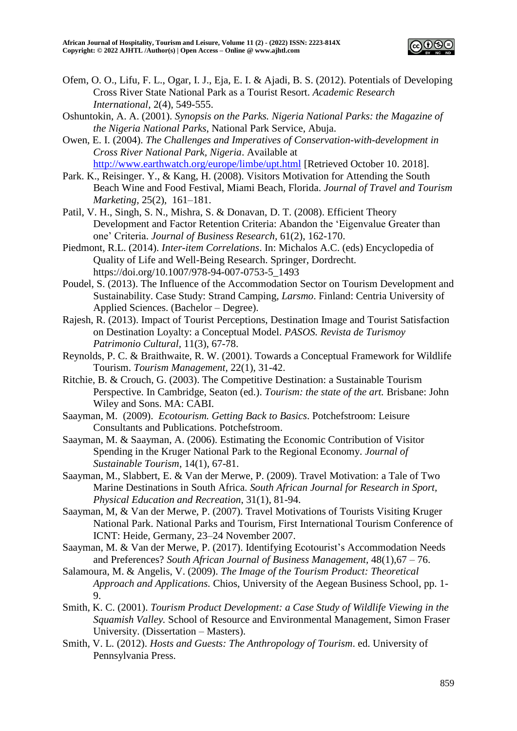Ofem, O. O., Lifu, F. L., Ogar, I. J., Eja, E. I. & Ajadi, B. S. (2012). Potentials of Developing Cross River State National Park as a Tourist Resort. *Academic Research International*, 2(4), 549-555.

Oshuntokin, A. A. (2001). *Synopsis on the Parks. Nigeria National Parks: the Magazine of the Nigeria National Parks*, National Park Service, Abuja.

Owen, E. I. (2004). *The Challenges and Imperatives of Conservation-with-development in Cross River National Park, Nigeria*. Available at http://www.earthwatch.org/europe/limbe/upt.html [Retrieved October 10. 2018].

Park. K., Reisinger. Y., & Kang, H. (2008). Visitors Motivation for Attending the South Beach Wine and Food Festival, Miami Beach, Florida. *Journal of Travel and Tourism Marketing*, 25(2), 161–181.

Patil, V. H., Singh, S. N., Mishra, S. & Donavan, D. T. (2008). Efficient Theory Development and Factor Retention Criteria: Abandon the 'Eigenvalue Greater than one' Criteria. *Journal of Business Research*, 61(2), 162-170.

Piedmont, R.L. (2014). *Inter-item Correlations*. In: Michalos A.C. (eds) Encyclopedia of Quality of Life and Well-Being Research. Springer, Dordrecht. https://doi.org/10.1007/978-94-007-0753-5_1493

Poudel, S. (2013). The Influence of the Accommodation Sector on Tourism Development and Sustainability. Case Study: Strand Camping, *Larsmo*. Finland: Centria University of Applied Sciences. (Bachelor – Degree).

Rajesh, R. (2013). Impact of Tourist Perceptions, Destination Image and Tourist Satisfaction on Destination Loyalty: a Conceptual Model. *PASOS. Revista de Turismoy Patrimonio Cultural*, 11(3), 67-78.

Reynolds, P. C. & Braithwaite, R. W. (2001). Towards a Conceptual Framework for Wildlife Tourism. *Tourism Management*, 22(1), 31-42.

Ritchie, B. & Crouch, G. (2003). The Competitive Destination: a Sustainable Tourism Perspective. In Cambridge, Seaton (ed.). *Tourism: the state of the art.* Brisbane: John Wiley and Sons. MA: CABI.

Saayman, M. (2009). *Ecotourism. Getting Back to Basics*. Potchefstroom: Leisure Consultants and Publications. Potchefstroom.

Saayman, M. & Saayman, A. (2006). Estimating the Economic Contribution of Visitor Spending in the Kruger National Park to the Regional Economy. *Journal of Sustainable Tourism*, 14(1), 67-81.

Saayman, M., Slabbert, E. & Van der Merwe, P. (2009). Travel Motivation: a Tale of Two Marine Destinations in South Africa. *South African Journal for Research in Sport, Physical Education and Recreation*, 31(1), 81-94.

Saayman, M, & Van der Merwe, P. (2007). Travel Motivations of Tourists Visiting Kruger National Park. National Parks and Tourism, First International Tourism Conference of ICNT: Heide, Germany, 23–24 November 2007.

Saayman, M. & Van der Merwe, P. (2017). Identifying Ecotourist's Accommodation Needs and Preferences? *South African Journal of Business Management*, 48(1),67 – 76.

Salamoura, M. & Angelis, V. (2009). *The Image of the Tourism Product: Theoretical Approach and Applications.* Chios, University of the Aegean Business School, pp. 1-9.

Smith, K. C. (2001). *Tourism Product Development: a Case Study of Wildlife Viewing in the Squamish Valley.* School of Resource and Environmental Management, Simon Fraser University. (Dissertation – Masters).

Smith, V. L. (2012). *Hosts and Guests: The Anthropology of Tourism*. ed. University of Pennsylvania Press.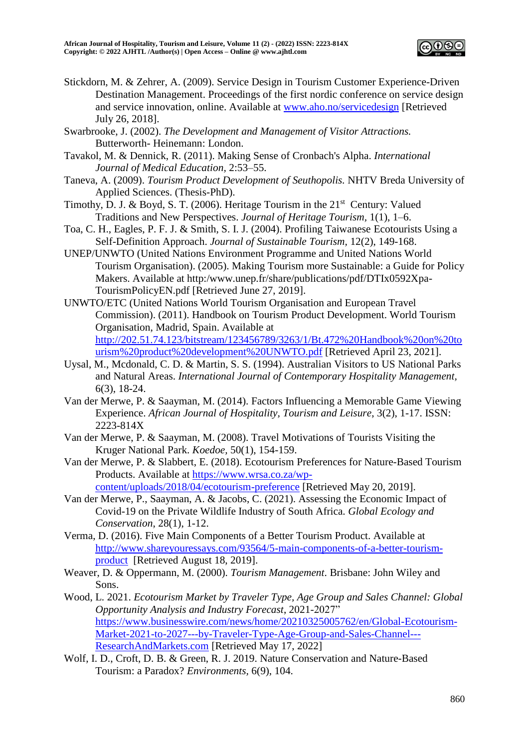Stickdorn, M. & Zehrer, A. (2009). Service Design in Tourism Customer Experience-Driven Destination Management. Proceedings of the first nordic conference on service design and service innovation, online. Available at [www.aho.no/servicedesign](www.aho.no/servicedesign) [Retrieved July 26, 2018].

Swarbrooke, J. (2002). *The Development and Management of Visitor Attractions.* Butterworth- Heinemann: London.

Tavakol, M. & Dennick, R. (2011). Making Sense of Cronbach's Alpha. *International Journal of Medical Education,* 2:53–55.

Taneva, A. (2009). *Tourism Product Development of Seuthopolis.* NHTV Breda University of Applied Sciences. (Thesis-PhD).

Timothy, D. J. & Boyd, S. T. (2006). Heritage Tourism in the 21st Century: Valued Traditions and New Perspectives. *Journal of Heritage Tourism,* 1(1), 1–6.

Toa, C. H., Eagles, P. F. J. & Smith, S. I. J. (2004). Profiling Taiwanese Ecotourists Using a Self-Definition Approach. *Journal of Sustainable Tourism,* 12(2), 149-168.

UNEP/UNWTO (United Nations Environment Programme and United Nations World Tourism Organisation). (2005). Making Tourism more Sustainable: a Guide for Policy Makers. Available at http:/www.unep.fr/share/publications/pdf/DTIx0592Xpa-TourismPolicyEN.pdf [Retrieved June 27, 2019].

UNWTO/ETC (United Nations World Tourism Organisation and European Travel Commission). (2011). Handbook on Tourism Product Development. World Tourism Organisation, Madrid, Spain. Available at [http://202.51.74.123/bitstream/123456789/3263/1/Bt.472%20Handbook%20on%20tourism%20product%20development%20UNWTO.pdf](http://202.51.74.123/bitstream/123456789/3263/1/Bt.472%20Handbook%20on%20tourism%20product%20development%20UNWTO.pdf) [Retrieved April 23, 2021].

Uysal, M., Mcdonald, C. D. & Martin, S. S. (1994). Australian Visitors to US National Parks and Natural Areas. *International Journal of Contemporary Hospitality Management,* 6(3), 18-24.

Van der Merwe, P. & Saayman, M. (2014). Factors Influencing a Memorable Game Viewing Experience. *African Journal of Hospitality, Tourism and Leisure,* 3(2), 1-17. ISSN: 2223-814X

Van der Merwe, P. & Saayman, M. (2008). Travel Motivations of Tourists Visiting the Kruger National Park. *Koedoe,* 50(1), 154-159.

Van der Merwe, P. & Slabbert, E. (2018). Ecotourism Preferences for Nature-Based Tourism Products. Available at [https://www.wrsa.co.za/wp-content/uploads/2018/04/ecotourism-preference](https://www.wrsa.co.za/wp-content/uploads/2018/04/ecotourism-preference) [Retrieved May 20, 2019].

Van der Merwe, P., Saayman, A. & Jacobs, C. (2021). Assessing the Economic Impact of Covid-19 on the Private Wildlife Industry of South Africa. *Global Ecology and Conservation,* 28(1), 1-12.

Verma, D. (2016). Five Main Components of a Better Tourism Product. Available at [http://www.shareyouressays.com/93564/5-main-components-of-a-better-tourism-product](http://www.shareyouressays.com/93564/5-main-components-of-a-better-tourism-product) [Retrieved August 18, 2019].

Weaver, D. & Oppermann, M. (2000). *Tourism Management*. Brisbane: John Wiley and Sons.

Wood, L. 2021. *Ecotourism Market by Traveler Type, Age Group and Sales Channel: Global Opportunity Analysis and Industry Forecast*, 2021-2027" [https://www.businesswire.com/news/home/20210325005762/en/Global-Ecotourism-Market-2021-to-2027---by-Traveler-Type-Age-Group-and-Sales-Channel---ResearchAndMarkets.com](https://www.businesswire.com/news/home/20210325005762/en/Global-Ecotourism-Market-2021-to-2027---by-Traveler-Type-Age-Group-and-Sales-Channel---ResearchAndMarkets.com) [Retrieved May 17, 2022]

Wolf, I. D., Croft, D. B. & Green, R. J. 2019. Nature Conservation and Nature-Based Tourism: a Paradox? *Environments,* 6(9), 104.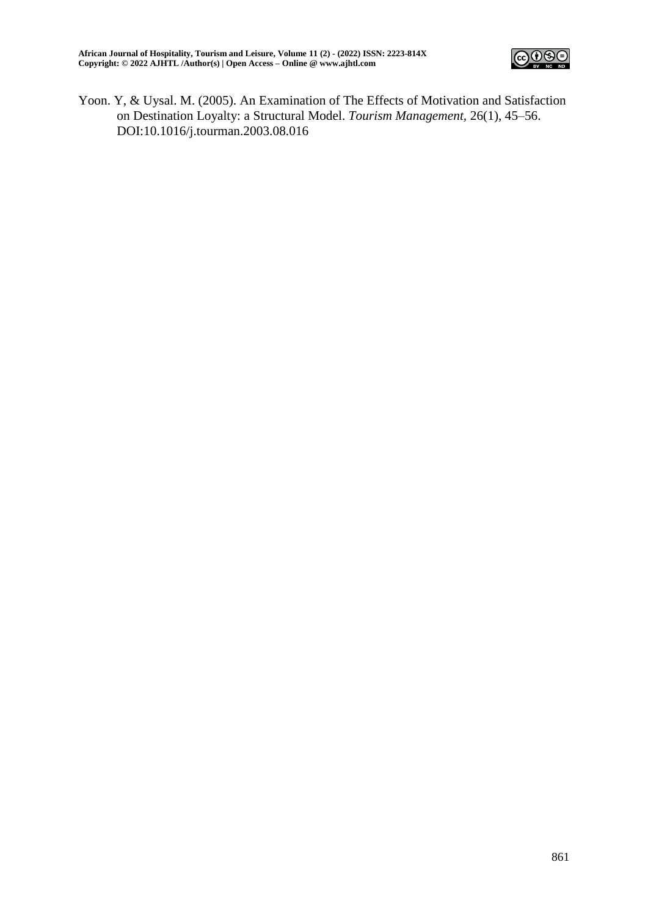Yoon. Y, & Uysal. M. (2005). An Examination of The Effects of Motivation and Satisfaction on Destination Loyalty: a Structural Model. *Tourism Management,* 26(1), 45–56. DOI:10.1016/j.tourman.2003.08.016